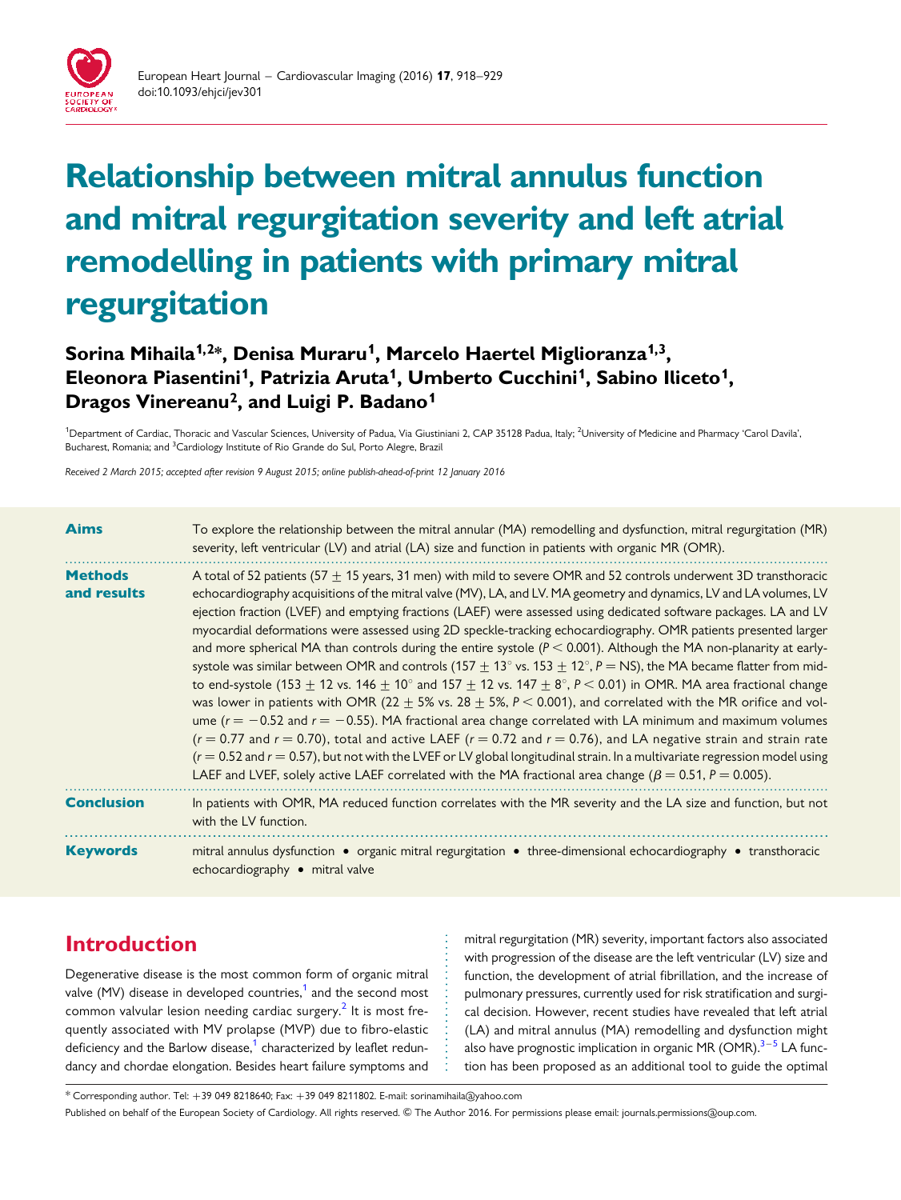# Relationship between mitral annulus function and mitral regurgitation severity and left atrial remodelling in patients with primary mitral regurgitation

**Sorina Mihaila[1,2]*, Denisa Muraru[1], Marcelo Haertel Miglioranza[1,3], Eleonora Piasentini[1], Patrizia Aruta[1], Umberto Cucchini[1], Sabino Iliceto[1], Dragos Vinereanu[2], and Luigi P. Badano[1]**

[1]Department of Cardiac, Thoracic and Vascular Sciences, University of Padua, Via Giustiniani 2, CAP 35128 Padua, Italy; [2]University of Medicine and Pharmacy 'Carol Davila', Bucharest, Romania; and [3]Cardiology Institute of Rio Grande do Sul, Porto Alegre, Brazil

*Received 2 March 2015; accepted after revision 9 August 2015; online publish-ahead-of-print 12 January 2016*

**Aims** To explore the relationship between the mitral annular (MA) remodelling and dysfunction, mitral regurgitation (MR) severity, left ventricular (LV) and atrial (LA) size and function in patients with organic MR (OMR).

**Methods and results** A total of 52 patients (57 ± 15 years, 31 men) with mild to severe OMR and 52 controls underwent 3D transthoracic echocardiography acquisitions of the mitral valve (MV), LA, and LV. MA geometry and dynamics, LV and LA volumes, LV ejection fraction (LVEF) and emptying fractions (LAEF) were assessed using dedicated software packages. LA and LV myocardial deformations were assessed using 2D speckle-tracking echocardiography. OMR patients presented larger and more spherical MA than controls during the entire systole ($P < 0.001$). Although the MA non-planarity at early-systole was similar between OMR and controls (157 ± 13° vs. 153 ± 12°, $P$ = NS), the MA became flatter from mid- to end-systole (153 ± 12 vs. 146 ± 10° and 157 ± 12 vs. 147 ± 8°, $P < 0.01$) in OMR. MA area fractional change was lower in patients with OMR (22 ± 5% vs. 28 ± 5%, $P < 0.001$), and correlated with the MR orifice and volume ($r = -0.52$ and $r = -0.55$). MA fractional area change correlated with LA minimum and maximum volumes ($r = 0.77$ and $r = 0.70$), total and active LAEF ($r = 0.72$ and $r = 0.76$), and LA negative strain and strain rate ($r = 0.52$ and $r = 0.57$), but not with the LVEF or LV global longitudinal strain. In a multivariate regression model using LAEF and LVEF, solely active LAEF correlated with the MA fractional area change ($\beta = 0.51$, $P = 0.005$).

**Conclusion** In patients with OMR, MA reduced function correlates with the MR severity and the LA size and function, but not with the LV function.

**Keywords** mitral annulus dysfunction • organic mitral regurgitation • three-dimensional echocardiography • transthoracic echocardiography • mitral valve

## Introduction

Degenerative disease is the most common form of organic mitral valve (MV) disease in developed countries,[1] and the second most common valvular lesion needing cardiac surgery.[2] It is most frequently associated with MV prolapse (MVP) due to fibro-elastic deficiency and the Barlow disease,[1] characterized by leaflet redundancy and chordae elongation. Besides heart failure symptoms and mitral regurgitation (MR) severity, important factors also associated with progression of the disease are the left ventricular (LV) size and function, the development of atrial fibrillation, and the increase of pulmonary pressures, currently used for risk stratification and surgical decision. However, recent studies have revealed that left atrial (LA) and mitral annulus (MA) remodelling and dysfunction might also have prognostic implication in organic MR (OMR).[3–5] LA function has been proposed as an additional tool to guide the optimal

* Corresponding author. Tel: +39 049 8218640; Fax: +39 049 8211802. E-mail: sorinamihaila@yahoo.com

Published on behalf of the European Society of Cardiology. All rights reserved. © The Author 2016. For permissions please email: journals.permissions@oup.com.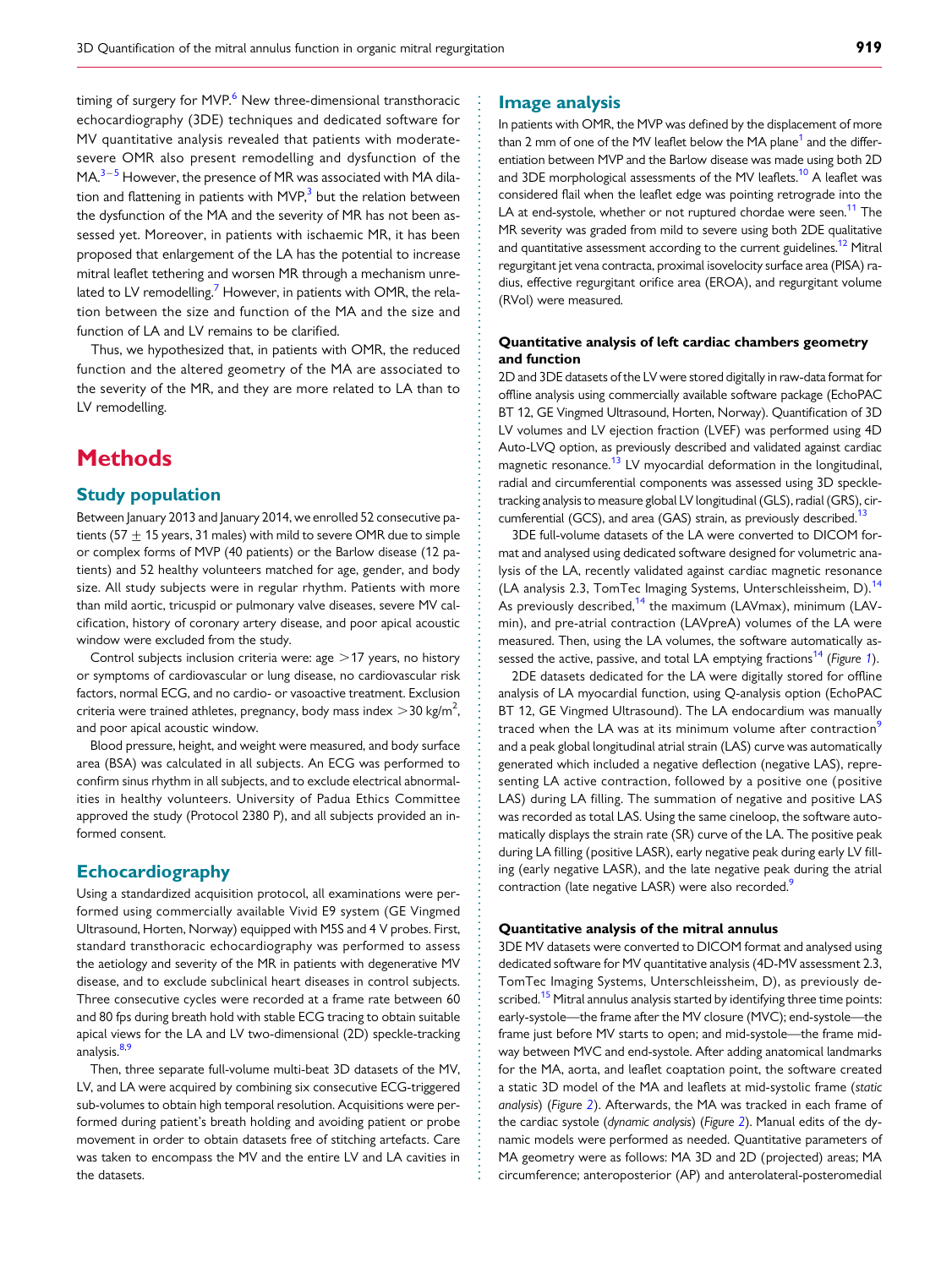timing of surgery for MVP.[6] New three-dimensional transthoracic echocardiography (3DE) techniques and dedicated software for MV quantitative analysis revealed that patients with moderate-severe OMR also present remodelling and dysfunction of the MA.[3–5] However, the presence of MR was associated with MA dilation and flattening in patients with MVP,[3] but the relation between the dysfunction of the MA and the severity of MR has not been assessed yet. Moreover, in patients with ischaemic MR, it has been proposed that enlargement of the LA has the potential to increase mitral leaflet tethering and worsen MR through a mechanism unrelated to LV remodelling.[7] However, in patients with OMR, the relation between the size and function of the MA and the size and function of LA and LV remains to be clarified.

Thus, we hypothesized that, in patients with OMR, the reduced function and the altered geometry of the MA are associated to the severity of the MR, and they are more related to LA than to LV remodelling.

# Methods

## Study population

Between January 2013 and January 2014, we enrolled 52 consecutive patients (57 ± 15 years, 31 males) with mild to severe OMR due to simple or complex forms of MVP (40 patients) or the Barlow disease (12 patients) and 52 healthy volunteers matched for age, gender, and body size. All study subjects were in regular rhythm. Patients with more than mild aortic, tricuspid or pulmonary valve diseases, severe MV calcification, history of coronary artery disease, and poor apical acoustic window were excluded from the study.

Control subjects inclusion criteria were: age >17 years, no history or symptoms of cardiovascular or lung disease, no cardiovascular risk factors, normal ECG, and no cardio- or vasoactive treatment. Exclusion criteria were trained athletes, pregnancy, body mass index >30 kg/m$^2$, and poor apical acoustic window.

Blood pressure, height, and weight were measured, and body surface area (BSA) was calculated in all subjects. An ECG was performed to confirm sinus rhythm in all subjects, and to exclude electrical abnormalities in healthy volunteers. University of Padua Ethics Committee approved the study (Protocol 2380 P), and all subjects provided an informed consent.

## Echocardiography

Using a standardized acquisition protocol, all examinations were performed using commercially available Vivid E9 system (GE Vingmed Ultrasound, Horten, Norway) equipped with M5S and 4 V probes. First, standard transthoracic echocardiography was performed to assess the aetiology and severity of the MR in patients with degenerative MV disease, and to exclude subclinical heart diseases in control subjects. Three consecutive cycles were recorded at a frame rate between 60 and 80 fps during breath hold with stable ECG tracing to obtain suitable apical views for the LA and LV two-dimensional (2D) speckle-tracking analysis.[8,9]

Then, three separate full-volume multi-beat 3D datasets of the MV, LV, and LA were acquired by combining six consecutive ECG-triggered sub-volumes to obtain high temporal resolution. Acquisitions were performed during patient's breath holding and avoiding patient or probe movement in order to obtain datasets free of stitching artefacts. Care was taken to encompass the MV and the entire LV and LA cavities in the datasets.

## Image analysis

In patients with OMR, the MVP was defined by the displacement of more than 2 mm of one of the MV leaflet below the MA plane[1] and the differentiation between MVP and the Barlow disease was made using both 2D and 3DE morphological assessments of the MV leaflets.[10] A leaflet was considered flail when the leaflet edge was pointing retrograde into the LA at end-systole, whether or not ruptured chordae were seen.[11] The MR severity was graded from mild to severe using both 2DE qualitative and quantitative assessment according to the current guidelines.[12] Mitral regurgitant jet vena contracta, proximal isovelocity surface area (PISA) radius, effective regurgitant orifice area (EROA), and regurgitant volume (RVol) were measured.

### Quantitative analysis of left cardiac chambers geometry and function

2D and 3DE datasets of the LV were stored digitally in raw-data format for offline analysis using commercially available software package (EchoPAC BT 12, GE Vingmed Ultrasound, Horten, Norway). Quantification of 3D LV volumes and LV ejection fraction (LVEF) was performed using 4D Auto-LVQ option, as previously described and validated against cardiac magnetic resonance.[13] LV myocardial deformation in the longitudinal, radial and circumferential components was assessed using 3D speckle-tracking analysis to measure global LV longitudinal (GLS), radial (GRS), circumferential (GCS), and area (GAS) strain, as previously described.[13]

3DE full-volume datasets of the LA were converted to DICOM format and analysed using dedicated software designed for volumetric analysis of the LA, recently validated against cardiac magnetic resonance (LA analysis 2.3, TomTec Imaging Systems, Unterschleissheim, D).[14] As previously described,[14] the maximum (LAVmax), minimum (LAVmin), and pre-atrial contraction (LAVpreA) volumes of the LA were measured. Then, using the LA volumes, the software automatically assessed the active, passive, and total LA emptying fractions[14] (*Figure 1*).

2DE datasets dedicated for the LA were digitally stored for offline analysis of LA myocardial function, using Q-analysis option (EchoPAC BT 12, GE Vingmed Ultrasound). The LA endocardium was manually traced when the LA was at its minimum volume after contraction[9] and a peak global longitudinal atrial strain (LAS) curve was automatically generated which included a negative deflection (negative LAS), representing LA active contraction, followed by a positive one (positive LAS) during LA filling. The summation of negative and positive LAS was recorded as total LAS. Using the same cineloop, the software automatically displays the strain rate (SR) curve of the LA. The positive peak during LA filling (positive LASR), early negative peak during early LV filling (early negative LASR), and the late negative peak during the atrial contraction (late negative LASR) were also recorded.[9]

### Quantitative analysis of the mitral annulus

3DE MV datasets were converted to DICOM format and analysed using dedicated software for MV quantitative analysis (4D-MV assessment 2.3, TomTec Imaging Systems, Unterschleissheim, D), as previously described.[15] Mitral annulus analysis started by identifying three time points: early-systole—the frame after the MV closure (MVC); end-systole—the frame just before MV starts to open; and mid-systole—the frame midway between MVC and end-systole. After adding anatomical landmarks for the MA, aorta, and leaflet coaptation point, the software created a static 3D model of the MA and leaflets at mid-systolic frame (*static analysis*) (*Figure 2*). Afterwards, the MA was tracked in each frame of the cardiac systole (*dynamic analysis*) (*Figure 2*). Manual edits of the dynamic models were performed as needed. Quantitative parameters of MA geometry were as follows: MA 3D and 2D (projected) areas; MA circumference; anteroposterior (AP) and anterolateral-posteromedial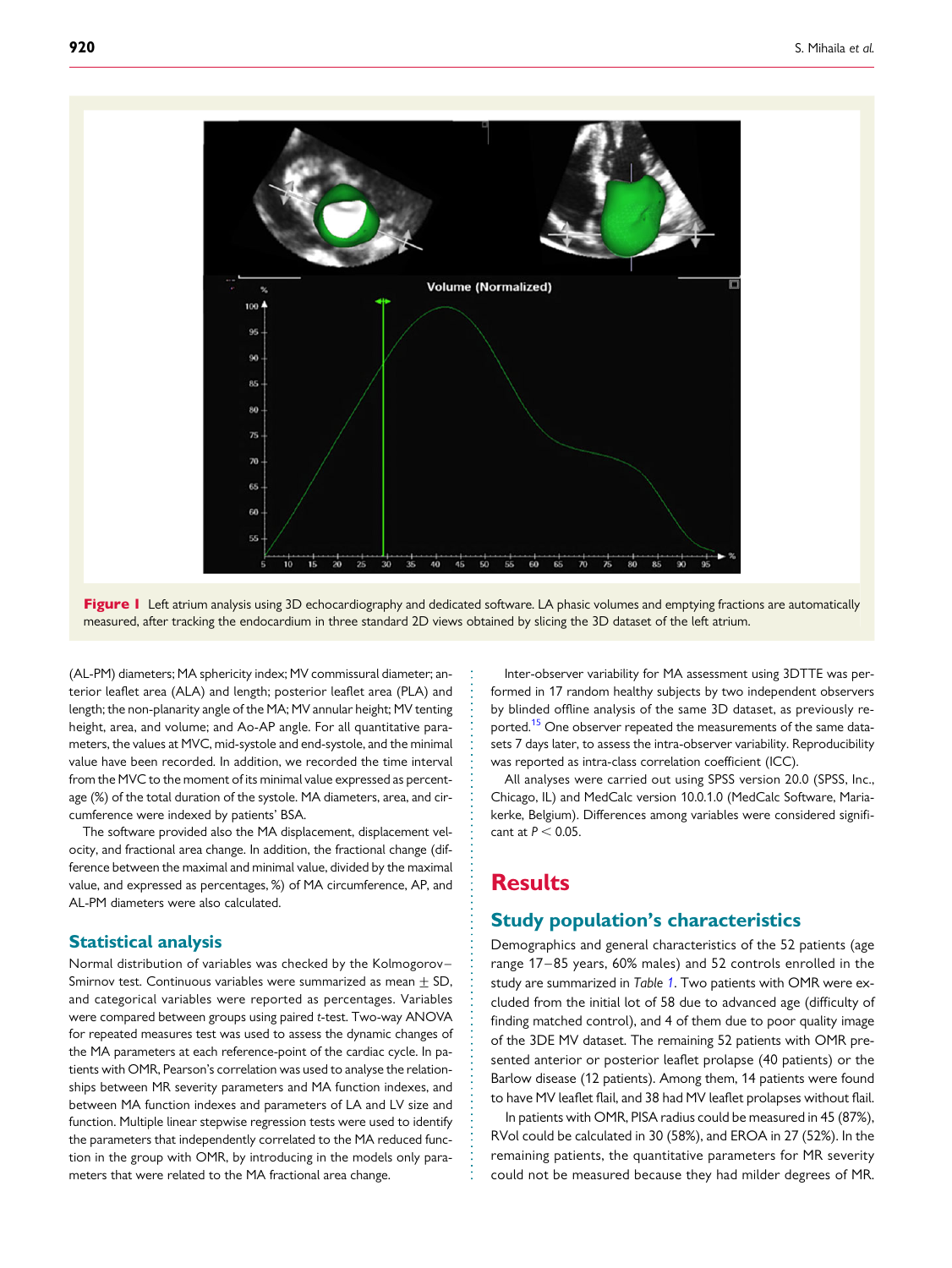**Figure 1** Left atrium analysis using 3D echocardiography and dedicated software. LA phasic volumes and emptying fractions are automatically measured, after tracking the endocardium in three standard 2D views obtained by slicing the 3D dataset of the left atrium.

(AL-PM) diameters; MA sphericity index; MV commissural diameter; anterior leaflet area (ALA) and length; posterior leaflet area (PLA) and length; the non-planarity angle of the MA; MV annular height; MV tenting height, area, and volume; and Ao-AP angle. For all quantitative parameters, the values at MVC, mid-systole and end-systole, and the minimal value have been recorded. In addition, we recorded the time interval from the MVC to the moment of its minimal value expressed as percentage (%) of the total duration of the systole. MA diameters, area, and circumference were indexed by patients' BSA.

The software provided also the MA displacement, displacement velocity, and fractional area change. In addition, the fractional change (difference between the maximal and minimal value, divided by the maximal value, and expressed as percentages, %) of MA circumference, AP, and AL-PM diameters were also calculated.

### Statistical analysis

Normal distribution of variables was checked by the Kolmogorov–Smirnov test. Continuous variables were summarized as mean ± SD, and categorical variables were reported as percentages. Variables were compared between groups using paired *t*-test. Two-way ANOVA for repeated measures test was used to assess the dynamic changes of the MA parameters at each reference-point of the cardiac cycle. In patients with OMR, Pearson's correlation was used to analyse the relationships between MR severity parameters and MA function indexes, and between MA function indexes and parameters of LA and LV size and function. Multiple linear stepwise regression tests were used to identify the parameters that independently correlated to the MA reduced function in the group with OMR, by introducing in the models only parameters that were related to the MA fractional area change.

Inter-observer variability for MA assessment using 3DTTE was performed in 17 random healthy subjects by two independent observers by blinded offline analysis of the same 3D dataset, as previously reported.[15] One observer repeated the measurements of the same datasets 7 days later, to assess the intra-observer variability. Reproducibility was reported as intra-class correlation coefficient (ICC).

All analyses were carried out using SPSS version 20.0 (SPSS, Inc., Chicago, IL) and MedCalc version 10.0.1.0 (MedCalc Software, Mariakerke, Belgium). Differences among variables were considered significant at $P < 0.05$.

## Results

### Study population's characteristics

Demographics and general characteristics of the 52 patients (age range 17–85 years, 60% males) and 52 controls enrolled in the study are summarized in *Table 1*. Two patients with OMR were excluded from the initial lot of 58 due to advanced age (difficulty of finding matched control), and 4 of them due to poor quality image of the 3DE MV dataset. The remaining 52 patients with OMR presented anterior or posterior leaflet prolapse (40 patients) or the Barlow disease (12 patients). Among them, 14 patients were found to have MV leaflet flail, and 38 had MV leaflet prolapses without flail.

In patients with OMR, PISA radius could be measured in 45 (87%), RVol could be calculated in 30 (58%), and EROA in 27 (52%). In the remaining patients, the quantitative parameters for MR severity could not be measured because they had milder degrees of MR.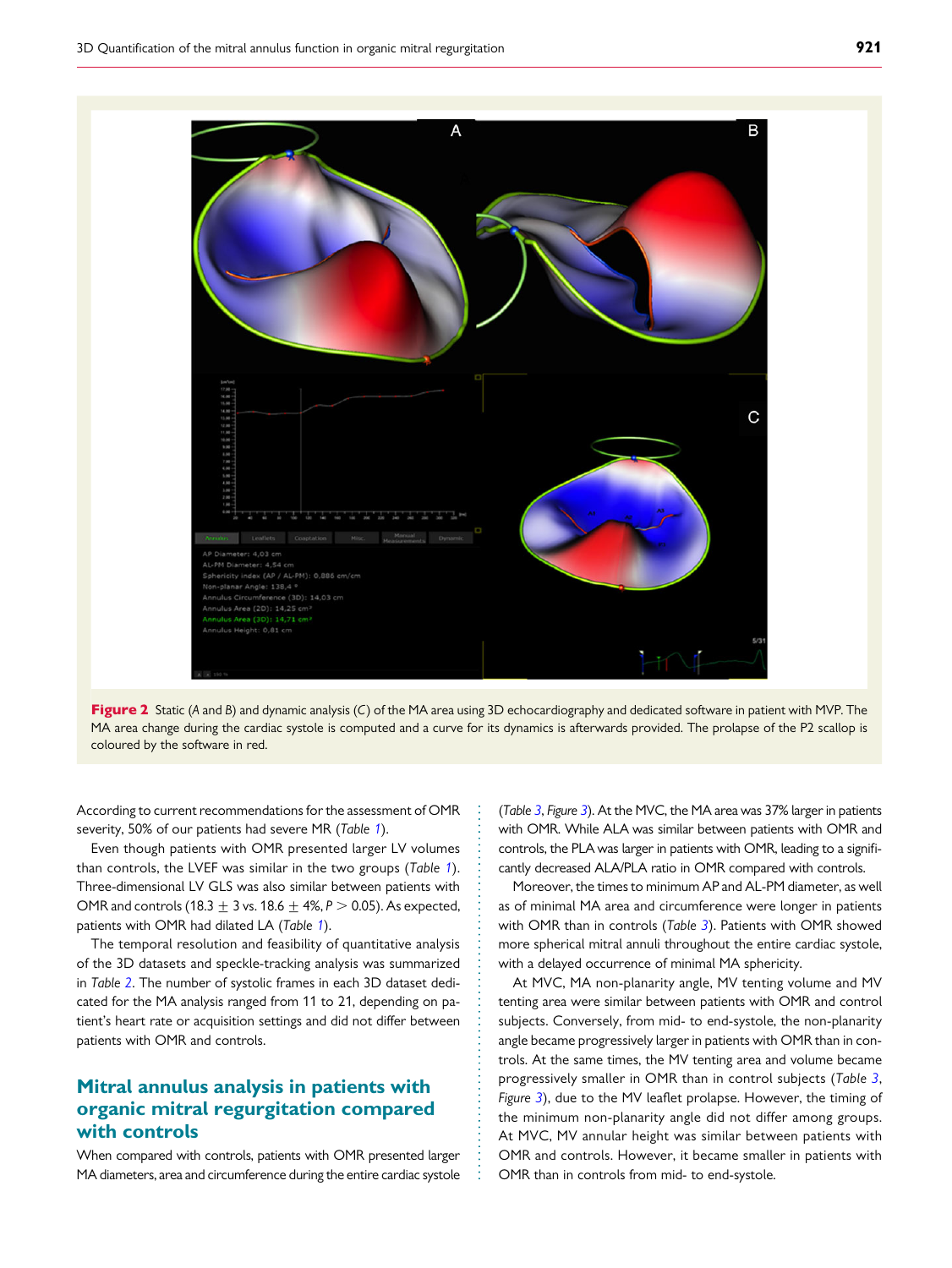**Figure 2** Static (*A* and *B*) and dynamic analysis (*C*) of the MA area using 3D echocardiography and dedicated software in patient with MVP. The MA area change during the cardiac systole is computed and a curve for its dynamics is afterwards provided. The prolapse of the P2 scallop is coloured by the software in red.

According to current recommendations for the assessment of OMR severity, 50% of our patients had severe MR (*Table 1*).

Even though patients with OMR presented larger LV volumes than controls, the LVEF was similar in the two groups (*Table 1*). Three-dimensional LV GLS was also similar between patients with OMR and controls (18.3 ± 3 vs. 18.6 ± 4%, $P > 0.05$). As expected, patients with OMR had dilated LA (*Table 1*).

The temporal resolution and feasibility of quantitative analysis of the 3D datasets and speckle-tracking analysis was summarized in *Table 2*. The number of systolic frames in each 3D dataset dedicated for the MA analysis ranged from 11 to 21, depending on patient's heart rate or acquisition settings and did not differ between patients with OMR and controls.

## Mitral annulus analysis in patients with organic mitral regurgitation compared with controls

When compared with controls, patients with OMR presented larger MA diameters, area and circumference during the entire cardiac systole (*Table 3*, *Figure 3*). At the MVC, the MA area was 37% larger in patients with OMR. While ALA was similar between patients with OMR and controls, the PLA was larger in patients with OMR, leading to a significantly decreased ALA/PLA ratio in OMR compared with controls.

Moreover, the times to minimum AP and AL-PM diameter, as well as of minimal MA area and circumference were longer in patients with OMR than in controls (*Table 3*). Patients with OMR showed more spherical mitral annuli throughout the entire cardiac systole, with a delayed occurrence of minimal MA sphericity.

At MVC, MA non-planarity angle, MV tenting volume and MV tenting area were similar between patients with OMR and control subjects. Conversely, from mid- to end-systole, the non-planarity angle became progressively larger in patients with OMR than in controls. At the same times, the MV tenting area and volume became progressively smaller in OMR than in control subjects (*Table 3*, *Figure 3*), due to the MV leaflet prolapse. However, the timing of the minimum non-planarity angle did not differ among groups. At MVC, MV annular height was similar between patients with OMR and controls. However, it became smaller in patients with OMR than in controls from mid- to end-systole.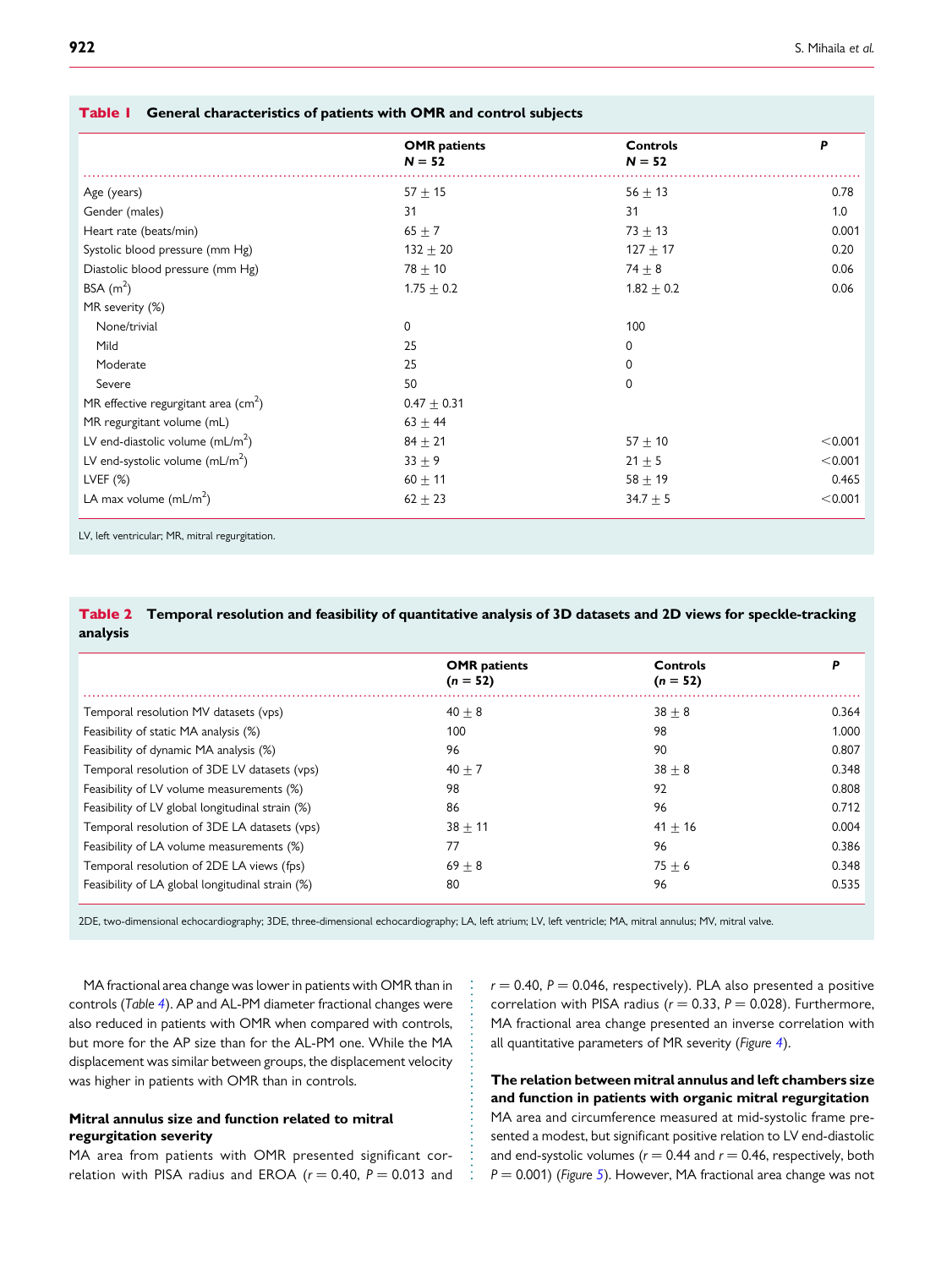**Table 1** General characteristics of patients with OMR and control subjects

| | OMR patients $N = 52$ | Controls $N = 52$ | $P$ |
|---|---|---|---|
| Age (years) | 57 ± 15 | 56 ± 13 | 0.78 |
| Gender (males) | 31 | 31 | 1.0 |
| Heart rate (beats/min) | 65 ± 7 | 73 ± 13 | 0.001 |
| Systolic blood pressure (mm Hg) | 132 ± 20 | 127 ± 17 | 0.20 |
| Diastolic blood pressure (mm Hg) | 78 ± 10 | 74 ± 8 | 0.06 |
| BSA ($m^2$) | 1.75 ± 0.2 | 1.82 ± 0.2 | 0.06 |
| MR severity (%) | | | |
| None/trivial | 0 | 100 | |
| Mild | 25 | 0 | |
| Moderate | 25 | 0 | |
| Severe | 50 | 0 | |
| MR effective regurgitant area ($cm^2$) | 0.47 ± 0.31 | | |
| MR regurgitant volume (mL) | 63 ± 44 | | |
| LV end-diastolic volume ($mL/m^2$) | 84 ± 21 | 57 ± 10 | <0.001 |
| LV end-systolic volume ($mL/m^2$) | 33 ± 9 | 21 ± 5 | <0.001 |
| LVEF (%) | 60 ± 11 | 58 ± 19 | 0.465 |
| LA max volume ($mL/m^2$) | 62 ± 23 | 34.7 ± 5 | <0.001 |

LV, left ventricular; MR, mitral regurgitation.

**Table 2** Temporal resolution and feasibility of quantitative analysis of 3D datasets and 2D views for speckle-tracking analysis

| | OMR patients ($n = 52$) | Controls ($n = 52$) | $P$ |
|---|---|---|---|
| Temporal resolution MV datasets (vps) | 40 ± 8 | 38 ± 8 | 0.364 |
| Feasibility of static MA analysis (%) | 100 | 98 | 1.000 |
| Feasibility of dynamic MA analysis (%) | 96 | 90 | 0.807 |
| Temporal resolution of 3DE LV datasets (vps) | 40 ± 7 | 38 ± 8 | 0.348 |
| Feasibility of LV volume measurements (%) | 98 | 92 | 0.808 |
| Feasibility of LV global longitudinal strain (%) | 86 | 96 | 0.712 |
| Temporal resolution of 3DE LA datasets (vps) | 38 ± 11 | 41 ± 16 | 0.004 |
| Feasibility of LA volume measurements (%) | 77 | 96 | 0.386 |
| Temporal resolution of 2DE LA views (fps) | 69 ± 8 | 75 ± 6 | 0.348 |
| Feasibility of LA global longitudinal strain (%) | 80 | 96 | 0.535 |

2DE, two-dimensional echocardiography; 3DE, three-dimensional echocardiography; LA, left atrium; LV, left ventricle; MA, mitral annulus; MV, mitral valve.

MA fractional area change was lower in patients with OMR than in controls (*Table 4*). AP and AL-PM diameter fractional changes were also reduced in patients with OMR when compared with controls, but more for the AP size than for the AL-PM one. While the MA displacement was similar between groups, the displacement velocity was higher in patients with OMR than in controls.

### Mitral annulus size and function related to mitral regurgitation severity

MA area from patients with OMR presented significant correlation with PISA radius and EROA ($r = 0.40$, $P = 0.013$ and $r = 0.40$, $P = 0.046$, respectively). PLA also presented a positive correlation with PISA radius ($r = 0.33$, $P = 0.028$). Furthermore, MA fractional area change presented an inverse correlation with all quantitative parameters of MR severity (*Figure 4*).

### The relation between mitral annulus and left chambers size and function in patients with organic mitral regurgitation

MA area and circumference measured at mid-systolic frame presented a modest, but significant positive relation to LV end-diastolic and end-systolic volumes ($r = 0.44$ and $r = 0.46$, respectively, both $P = 0.001$) (*Figure 5*). However, MA fractional area change was not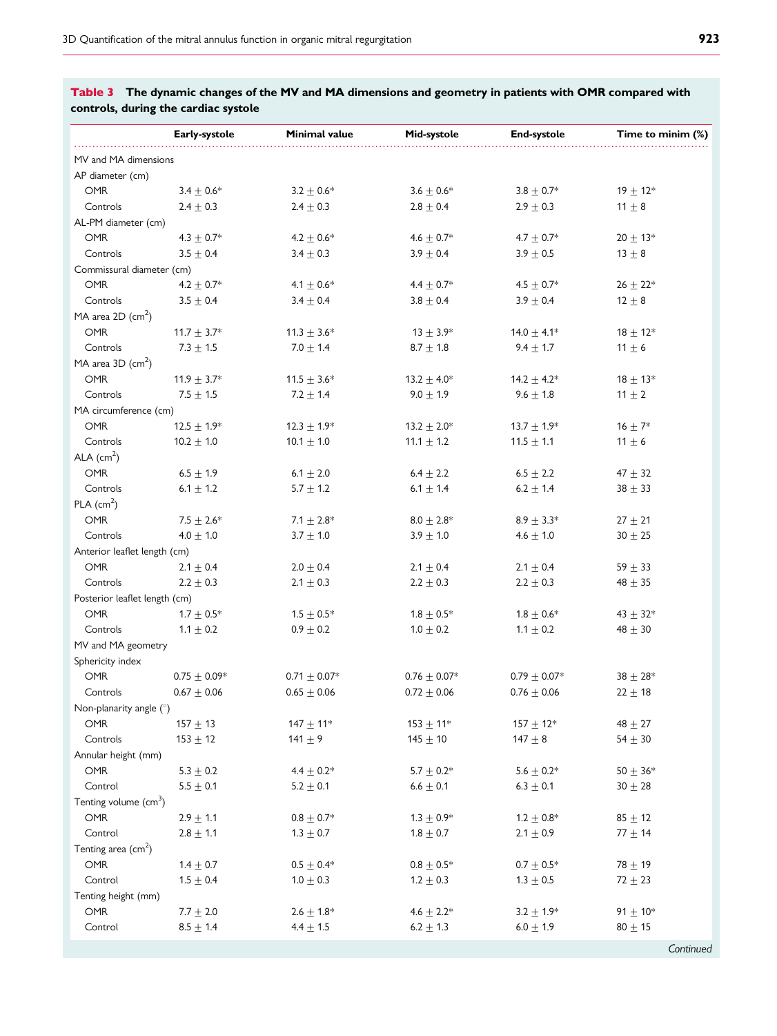**Table 3 The dynamic changes of the MV and MA dimensions and geometry in patients with OMR compared with controls, during the cardiac systole**

| | Early-systole | Minimal value | Mid-systole | End-systole | Time to minim (%) |
|---|---|---|---|---|---|
| MV and MA dimensions | | | | | |
| AP diameter (cm) | | | | | |
| OMR | 3.4 ± 0.6* | 3.2 ± 0.6* | 3.6 ± 0.6* | 3.8 ± 0.7* | 19 ± 12* |
| Controls | 2.4 ± 0.3 | 2.4 ± 0.3 | 2.8 ± 0.4 | 2.9 ± 0.3 | 11 ± 8 |
| AL-PM diameter (cm) | | | | | |
| OMR | 4.3 ± 0.7* | 4.2 ± 0.6* | 4.6 ± 0.7* | 4.7 ± 0.7* | 20 ± 13* |
| Controls | 3.5 ± 0.4 | 3.4 ± 0.3 | 3.9 ± 0.4 | 3.9 ± 0.5 | 13 ± 8 |
| Commissural diameter (cm) | | | | | |
| OMR | 4.2 ± 0.7* | 4.1 ± 0.6* | 4.4 ± 0.7* | 4.5 ± 0.7* | 26 ± 22* |
| Controls | 3.5 ± 0.4 | 3.4 ± 0.4 | 3.8 ± 0.4 | 3.9 ± 0.4 | 12 ± 8 |
| MA area 2D ($cm^2$) | | | | | |
| OMR | 11.7 ± 3.7* | 11.3 ± 3.6* | 13 ± 3.9* | 14.0 ± 4.1* | 18 ± 12* |
| Controls | 7.3 ± 1.5 | 7.0 ± 1.4 | 8.7 ± 1.8 | 9.4 ± 1.7 | 11 ± 6 |
| MA area 3D ($cm^2$) | | | | | |
| OMR | 11.9 ± 3.7* | 11.5 ± 3.6* | 13.2 ± 4.0* | 14.2 ± 4.2* | 18 ± 13* |
| Controls | 7.5 ± 1.5 | 7.2 ± 1.4 | 9.0 ± 1.9 | 9.6 ± 1.8 | 11 ± 2 |
| MA circumference (cm) | | | | | |
| OMR | 12.5 ± 1.9* | 12.3 ± 1.9* | 13.2 ± 2.0* | 13.7 ± 1.9* | 16 ± 7* |
| Controls | 10.2 ± 1.0 | 10.1 ± 1.0 | 11.1 ± 1.2 | 11.5 ± 1.1 | 11 ± 6 |
| ALA ($cm^2$) | | | | | |
| OMR | 6.5 ± 1.9 | 6.1 ± 2.0 | 6.4 ± 2.2 | 6.5 ± 2.2 | 47 ± 32 |
| Controls | 6.1 ± 1.2 | 5.7 ± 1.2 | 6.1 ± 1.4 | 6.2 ± 1.4 | 38 ± 33 |
| PLA ($cm^2$) | | | | | |
| OMR | 7.5 ± 2.6* | 7.1 ± 2.8* | 8.0 ± 2.8* | 8.9 ± 3.3* | 27 ± 21 |
| Controls | 4.0 ± 1.0 | 3.7 ± 1.0 | 3.9 ± 1.0 | 4.6 ± 1.0 | 30 ± 25 |
| Anterior leaflet length (cm) | | | | | |
| OMR | 2.1 ± 0.4 | 2.0 ± 0.4 | 2.1 ± 0.4 | 2.1 ± 0.4 | 59 ± 33 |
| Controls | 2.2 ± 0.3 | 2.1 ± 0.3 | 2.2 ± 0.3 | 2.2 ± 0.3 | 48 ± 35 |
| Posterior leaflet length (cm) | | | | | |
| OMR | 1.7 ± 0.5* | 1.5 ± 0.5* | 1.8 ± 0.5* | 1.8 ± 0.6* | 43 ± 32* |
| Controls | 1.1 ± 0.2 | 0.9 ± 0.2 | 1.0 ± 0.2 | 1.1 ± 0.2 | 48 ± 30 |
| MV and MA geometry | | | | | |
| Sphericity index | | | | | |
| OMR | 0.75 ± 0.09* | 0.71 ± 0.07* | 0.76 ± 0.07* | 0.79 ± 0.07* | 38 ± 28* |
| Controls | 0.67 ± 0.06 | 0.65 ± 0.06 | 0.72 ± 0.06 | 0.76 ± 0.06 | 22 ± 18 |
| Non-planarity angle (°) | | | | | |
| OMR | 157 ± 13 | 147 ± 11* | 153 ± 11* | 157 ± 12* | 48 ± 27 |
| Controls | 153 ± 12 | 141 ± 9 | 145 ± 10 | 147 ± 8 | 54 ± 30 |
| Annular height (mm) | | | | | |
| OMR | 5.3 ± 0.2 | 4.4 ± 0.2* | 5.7 ± 0.2* | 5.6 ± 0.2* | 50 ± 36* |
| Control | 5.5 ± 0.1 | 5.2 ± 0.1 | 6.6 ± 0.1 | 6.3 ± 0.1 | 30 ± 28 |
| Tenting volume ($cm^3$) | | | | | |
| OMR | 2.9 ± 1.1 | 0.8 ± 0.7* | 1.3 ± 0.9* | 1.2 ± 0.8* | 85 ± 12 |
| Control | 2.8 ± 1.1 | 1.3 ± 0.7 | 1.8 ± 0.7 | 2.1 ± 0.9 | 77 ± 14 |
| Tenting area ($cm^2$) | | | | | |
| OMR | 1.4 ± 0.7 | 0.5 ± 0.4* | 0.8 ± 0.5* | 0.7 ± 0.5* | 78 ± 19 |
| Control | 1.5 ± 0.4 | 1.0 ± 0.3 | 1.2 ± 0.3 | 1.3 ± 0.5 | 72 ± 23 |
| Tenting height (mm) | | | | | |
| OMR | 7.7 ± 2.0 | 2.6 ± 1.8* | 4.6 ± 2.2* | 3.2 ± 1.9* | 91 ± 10* |
| Control | 8.5 ± 1.4 | 4.4 ± 1.5 | 6.2 ± 1.3 | 6.0 ± 1.9 | 80 ± 15 |

*Continued*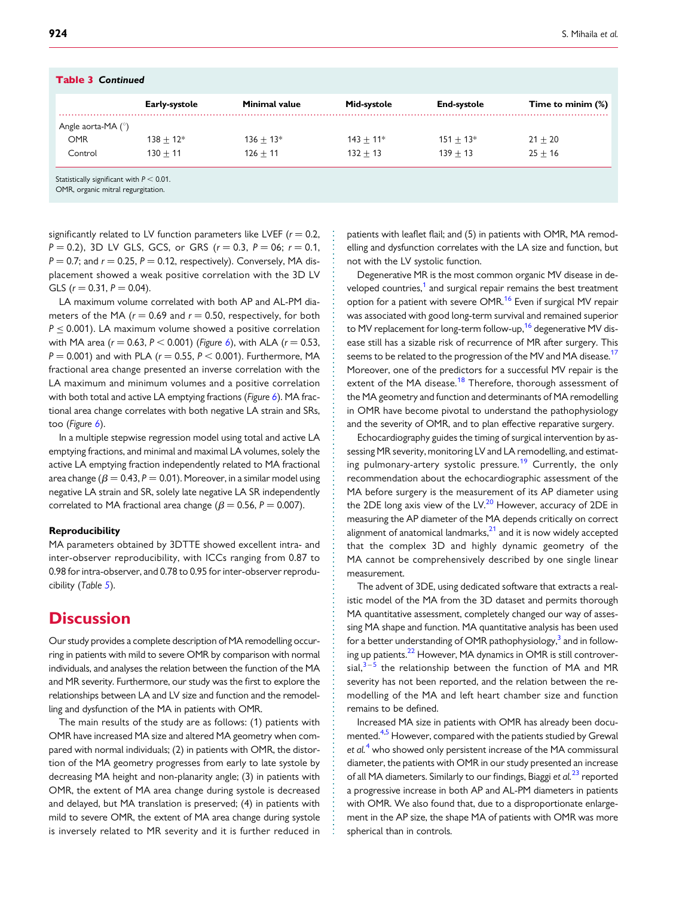**Table 3** *Continued*

| | Early-systole | Minimal value | Mid-systole | End-systole | Time to minim (%) |
|---|---|---|---|---|---|
| Angle aorta-MA (°) | | | | | |
| OMR | 138 ± 12* | 136 ± 13* | 143 ± 11* | 151 ± 13* | 21 ± 20 |
| Control | 130 ± 11 | 126 ± 11 | 132 ± 13 | 139 ± 13 | 25 ± 16 |

Statistically significant with $P < 0.01$.
OMR, organic mitral regurgitation.

significantly related to LV function parameters like LVEF ($r = 0.2$, $P = 0.2$), 3D LV GLS, GCS, or GRS ($r = 0.3$, $P = 06$; $r = 0.1$, $P = 0.7$; and $r = 0.25$, $P = 0.12$, respectively). Conversely, MA displacement showed a weak positive correlation with the 3D LV GLS ($r = 0.31$, $P = 0.04$).

LA maximum volume correlated with both AP and AL-PM diameters of the MA ($r = 0.69$ and $r = 0.50$, respectively, for both $P \leq 0.001$). LA maximum volume showed a positive correlation with MA area ($r = 0.63$, $P < 0.001$) (*Figure 6*), with ALA ($r = 0.53$, $P = 0.001$) and with PLA ($r = 0.55$, $P < 0.001$). Furthermore, MA fractional area change presented an inverse correlation with the LA maximum and minimum volumes and a positive correlation with both total and active LA emptying fractions (*Figure 6*). MA fractional area change correlates with both negative LA strain and SRs, too (*Figure 6*).

In a multiple stepwise regression model using total and active LA emptying fractions, and minimal and maximal LA volumes, solely the active LA emptying fraction independently related to MA fractional area change ($\beta = 0.43$, $P = 0.01$). Moreover, in a similar model using negative LA strain and SR, solely late negative LA SR independently correlated to MA fractional area change ($\beta = 0.56$, $P = 0.007$).

### Reproducibility

MA parameters obtained by 3DTTE showed excellent intra- and inter-observer reproducibility, with ICCs ranging from 0.87 to 0.98 for intra-observer, and 0.78 to 0.95 for inter-observer reproducibility (*Table 5*).

## Discussion

Our study provides a complete description of MA remodelling occurring in patients with mild to severe OMR by comparison with normal individuals, and analyses the relation between the function of the MA and MR severity. Furthermore, our study was the first to explore the relationships between LA and LV size and function and the remodelling and dysfunction of the MA in patients with OMR.

The main results of the study are as follows: (1) patients with OMR have increased MA size and altered MA geometry when compared with normal individuals; (2) in patients with OMR, the distortion of the MA geometry progresses from early to late systole by decreasing MA height and non-planarity angle; (3) in patients with OMR, the extent of MA area change during systole is decreased and delayed, but MA translation is preserved; (4) in patients with mild to severe OMR, the extent of MA area change during systole is inversely related to MR severity and it is further reduced in patients with leaflet flail; and (5) in patients with OMR, MA remodelling and dysfunction correlates with the LA size and function, but not with the LV systolic function.

Degenerative MR is the most common organic MV disease in developed countries,[1] and surgical repair remains the best treatment option for a patient with severe OMR.[16] Even if surgical MV repair was associated with good long-term survival and remained superior to MV replacement for long-term follow-up,[16] degenerative MV disease still has a sizable risk of recurrence of MR after surgery. This seems to be related to the progression of the MV and MA disease.[17] Moreover, one of the predictors for a successful MV repair is the extent of the MA disease.[18] Therefore, thorough assessment of the MA geometry and function and determinants of MA remodelling in OMR have become pivotal to understand the pathophysiology and the severity of OMR, and to plan effective reparative surgery.

Echocardiography guides the timing of surgical intervention by assessing MR severity, monitoring LV and LA remodelling, and estimating pulmonary-artery systolic pressure.[19] Currently, the only recommendation about the echocardiographic assessment of the MA before surgery is the measurement of its AP diameter using the 2DE long axis view of the LV.[20] However, accuracy of 2DE in measuring the AP diameter of the MA depends critically on correct alignment of anatomical landmarks,[21] and it is now widely accepted that the complex 3D and highly dynamic geometry of the MA cannot be comprehensively described by one single linear measurement.

The advent of 3DE, using dedicated software that extracts a realistic model of the MA from the 3D dataset and permits thorough MA quantitative assessment, completely changed our way of assessing MA shape and function. MA quantitative analysis has been used for a better understanding of OMR pathophysiology,[3] and in following up patients.[22] However, MA dynamics in OMR is still controversial,[3–5] the relationship between the function of MA and MR severity has not been reported, and the relation between the remodelling of the MA and left heart chamber size and function remains to be defined.

Increased MA size in patients with OMR has already been documented.[4,5] However, compared with the patients studied by Grewal *et al.*[4] who showed only persistent increase of the MA commissural diameter, the patients with OMR in our study presented an increase of all MA diameters. Similarly to our findings, Biaggi *et al.*[23] reported a progressive increase in both AP and AL-PM diameters in patients with OMR. We also found that, due to a disproportionate enlargement in the AP size, the shape MA of patients with OMR was more spherical than in controls.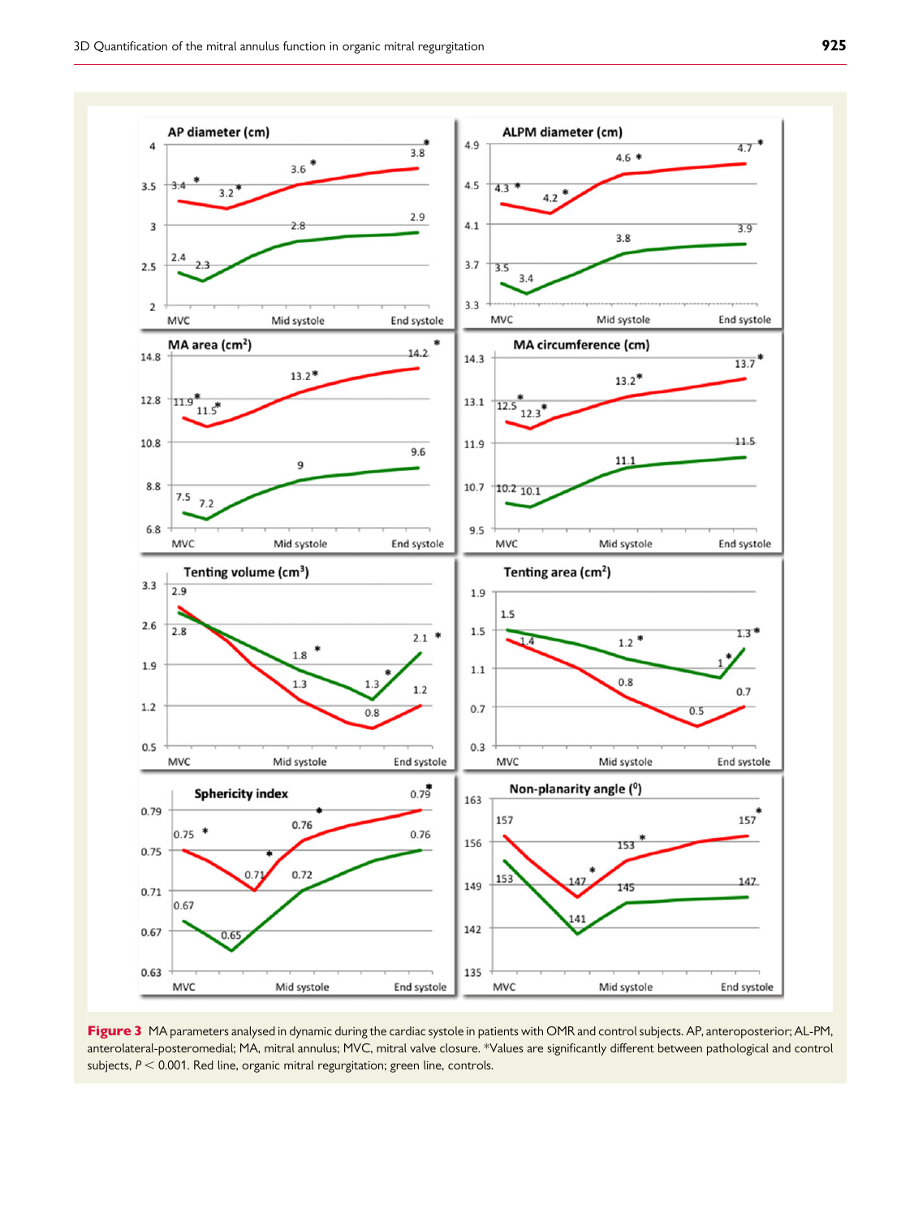**Figure 3** MA parameters analysed in dynamic during the cardiac systole in patients with OMR and control subjects. AP, anteroposterior; AL-PM, anterolateral-posteromedial; MA, mitral annulus; MVC, mitral valve closure. *Values are significantly different between pathological and control subjects, $P < 0.001$. Red line, organic mitral regurgitation; green line, controls.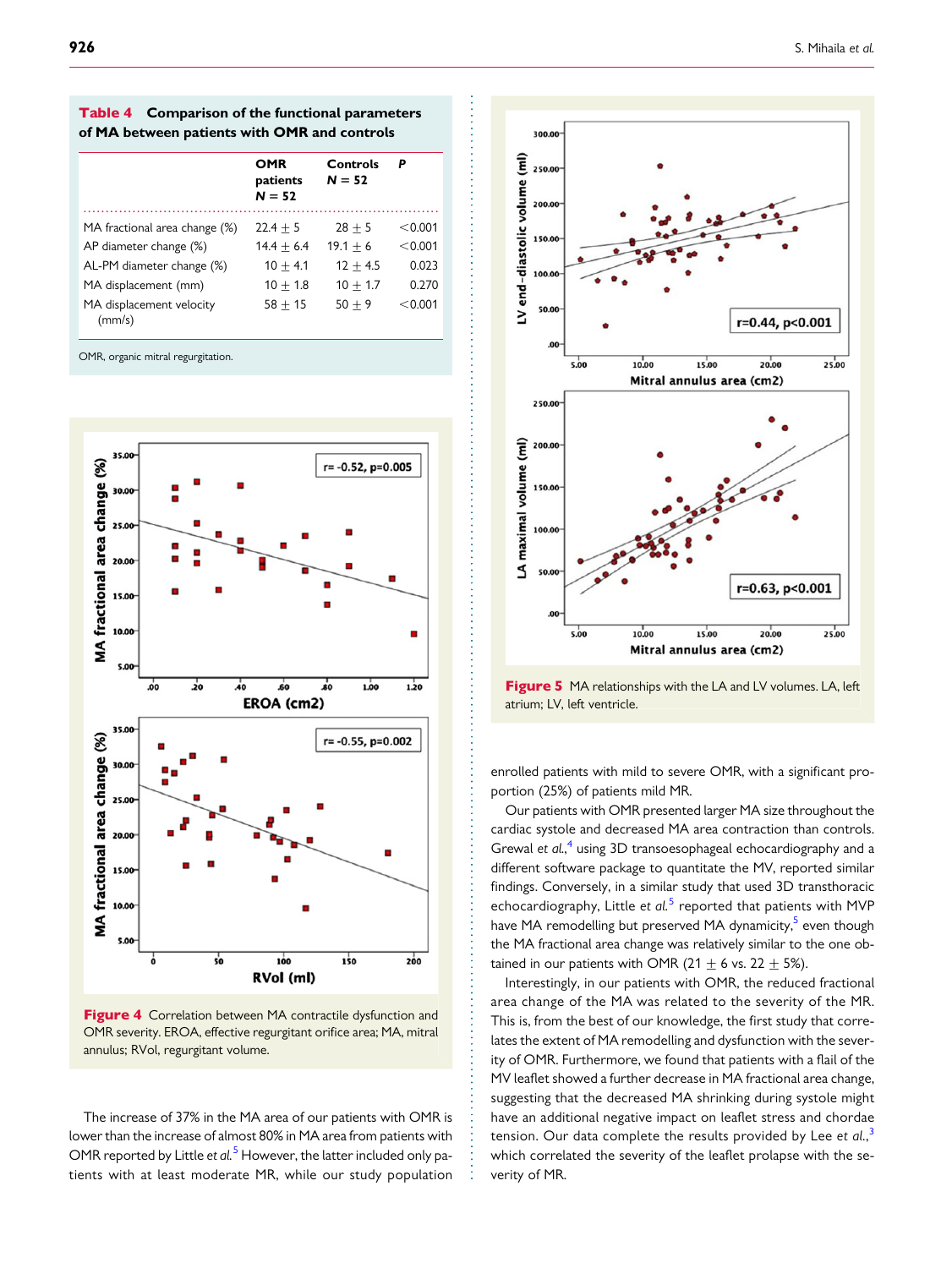**Table 4** Comparison of the functional parameters of MA between patients with OMR and controls

| | OMR patients N = 52 | Controls N = 52 | P |
|---|---|---|---|
| MA fractional area change (%) | 22.4 ± 5 | 28 ± 5 | <0.001 |
| AP diameter change (%) | 14.4 ± 6.4 | 19.1 ± 6 | <0.001 |
| AL-PM diameter change (%) | 10 ± 4.1 | 12 ± 4.5 | 0.023 |
| MA displacement (mm) | 10 ± 1.8 | 10 ± 1.7 | 0.270 |
| MA displacement velocity (mm/s) | 58 ± 15 | 50 ± 9 | <0.001 |

OMR, organic mitral regurgitation.

**Figure 4** Correlation between MA contractile dysfunction and OMR severity. EROA, effective regurgitant orifice area; MA, mitral annulus; RVol, regurgitant volume.

The increase of 37% in the MA area of our patients with OMR is lower than the increase of almost 80% in MA area from patients with OMR reported by Little *et al.*[5] However, the latter included only patients with at least moderate MR, while our study population enrolled patients with mild to severe OMR, with a significant proportion (25%) of patients mild MR.

**Figure 5** MA relationships with the LA and LV volumes. LA, left atrium; LV, left ventricle.

Our patients with OMR presented larger MA size throughout the cardiac systole and decreased MA area contraction than controls. Grewal *et al.*,[4] using 3D transoesophageal echocardiography and a different software package to quantitate the MV, reported similar findings. Conversely, in a similar study that used 3D transthoracic echocardiography, Little *et al.*[5] reported that patients with MVP have MA remodelling but preserved MA dynamicity,[5] even though the MA fractional area change was relatively similar to the one obtained in our patients with OMR (21 ± 6 vs. 22 ± 5%).

Interestingly, in our patients with OMR, the reduced fractional area change of the MA was related to the severity of the MR. This is, from the best of our knowledge, the first study that correlates the extent of MA remodelling and dysfunction with the severity of OMR. Furthermore, we found that patients with a flail of the MV leaflet showed a further decrease in MA fractional area change, suggesting that the decreased MA shrinking during systole might have an additional negative impact on leaflet stress and chordae tension. Our data complete the results provided by Lee *et al.*,[3] which correlated the severity of the leaflet prolapse with the severity of MR.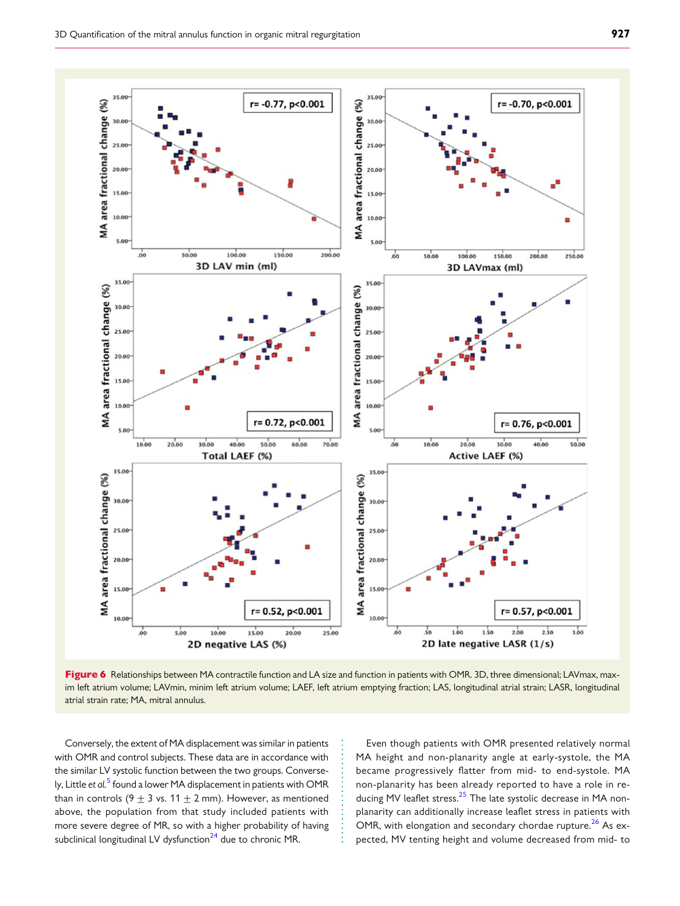**Figure 6** Relationships between MA contractile function and LA size and function in patients with OMR. 3D, three dimensional; LAVmax, maxim left atrium volume; LAVmin, minim left atrium volume; LAEF, left atrium emptying fraction; LAS, longitudinal atrial strain; LASR, longitudinal atrial strain rate; MA, mitral annulus.

Conversely, the extent of MA displacement was similar in patients with OMR and control subjects. These data are in accordance with the similar LV systolic function between the two groups. Conversely, Little *et al.*[5] found a lower MA displacement in patients with OMR than in controls ($9 \pm 3$ vs. $11 \pm 2$ mm). However, as mentioned above, the population from that study included patients with more severe degree of MR, so with a higher probability of having subclinical longitudinal LV dysfunction[24] due to chronic MR.

Even though patients with OMR presented relatively normal MA height and non-planarity angle at early-systole, the MA became progressively flatter from mid- to end-systole. MA non-planarity has been already reported to have a role in reducing MV leaflet stress.[25] The late systolic decrease in MA non-planarity can additionally increase leaflet stress in patients with OMR, with elongation and secondary chordae rupture.[26] As expected, MV tenting height and volume decreased from mid- to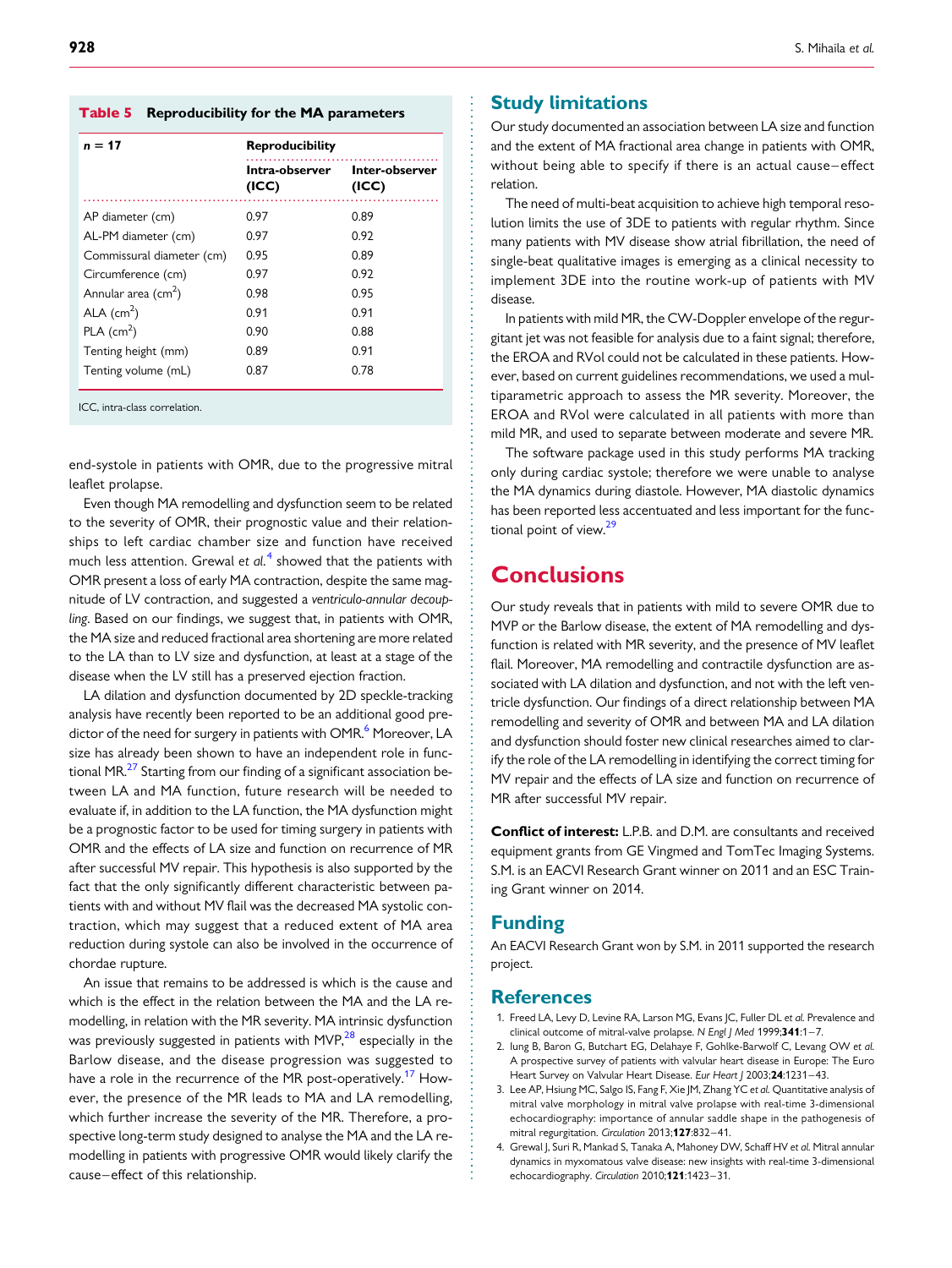**Table 5 Reproducibility for the MA parameters**

| $n = 17$ | Reproducibility | |
|---|---|---|
| | Intra-observer (ICC) | Inter-observer (ICC) |
| AP diameter (cm) | 0.97 | 0.89 |
| AL-PM diameter (cm) | 0.97 | 0.92 |
| Commissural diameter (cm) | 0.95 | 0.89 |
| Circumference (cm) | 0.97 | 0.92 |
| Annular area ($cm^2$) | 0.98 | 0.95 |
| ALA ($cm^2$) | 0.91 | 0.91 |
| PLA ($cm^2$) | 0.90 | 0.88 |
| Tenting height (mm) | 0.89 | 0.91 |
| Tenting volume (mL) | 0.87 | 0.78 |

ICC, intra-class correlation.

end-systole in patients with OMR, due to the progressive mitral leaflet prolapse.

Even though MA remodelling and dysfunction seem to be related to the severity of OMR, their prognostic value and their relationships to left cardiac chamber size and function have received much less attention. Grewal *et al.*[4] showed that the patients with OMR present a loss of early MA contraction, despite the same magnitude of LV contraction, and suggested a *ventriculo-annular decoupling*. Based on our findings, we suggest that, in patients with OMR, the MA size and reduced fractional area shortening are more related to the LA than to LV size and dysfunction, at least at a stage of the disease when the LV still has a preserved ejection fraction.

LA dilation and dysfunction documented by 2D speckle-tracking analysis have recently been reported to be an additional good predictor of the need for surgery in patients with OMR.[6] Moreover, LA size has already been shown to have an independent role in functional MR.[27] Starting from our finding of a significant association between LA and MA function, future research will be needed to evaluate if, in addition to the LA function, the MA dysfunction might be a prognostic factor to be used for timing surgery in patients with OMR and the effects of LA size and function on recurrence of MR after successful MV repair. This hypothesis is also supported by the fact that the only significantly different characteristic between patients with and without MV flail was the decreased MA systolic contraction, which may suggest that a reduced extent of MA area reduction during systole can also be involved in the occurrence of chordae rupture.

An issue that remains to be addressed is which is the cause and which is the effect in the relation between the MA and the LA remodelling, in relation with the MR severity. MA intrinsic dysfunction was previously suggested in patients with MVP,[28] especially in the Barlow disease, and the disease progression was suggested to have a role in the recurrence of the MR post-operatively.[17] However, the presence of the MR leads to MA and LA remodelling, which further increase the severity of the MR. Therefore, a prospective long-term study designed to analyse the MA and the LA remodelling in patients with progressive OMR would likely clarify the cause–effect of this relationship.

## Study limitations

Our study documented an association between LA size and function and the extent of MA fractional area change in patients with OMR, without being able to specify if there is an actual cause–effect relation.

The need of multi-beat acquisition to achieve high temporal resolution limits the use of 3DE to patients with regular rhythm. Since many patients with MV disease show atrial fibrillation, the need of single-beat qualitative images is emerging as a clinical necessity to implement 3DE into the routine work-up of patients with MV disease.

In patients with mild MR, the CW-Doppler envelope of the regurgitant jet was not feasible for analysis due to a faint signal; therefore, the EROA and RVol could not be calculated in these patients. However, based on current guidelines recommendations, we used a multiparametric approach to assess the MR severity. Moreover, the EROA and RVol were calculated in all patients with more than mild MR, and used to separate between moderate and severe MR.

The software package used in this study performs MA tracking only during cardiac systole; therefore we were unable to analyse the MA dynamics during diastole. However, MA diastolic dynamics has been reported less accentuated and less important for the functional point of view.[29]

# Conclusions

Our study reveals that in patients with mild to severe OMR due to MVP or the Barlow disease, the extent of MA remodelling and dysfunction is related with MR severity, and the presence of MV leaflet flail. Moreover, MA remodelling and contractile dysfunction are associated with LA dilation and dysfunction, and not with the left ventricle dysfunction. Our findings of a direct relationship between MA remodelling and severity of OMR and between MA and LA dilation and dysfunction should foster new clinical researches aimed to clarify the role of the LA remodelling in identifying the correct timing for MV repair and the effects of LA size and function on recurrence of MR after successful MV repair.

**Conflict of interest:** L.P.B. and D.M. are consultants and received equipment grants from GE Vingmed and TomTec Imaging Systems. S.M. is an EACVI Research Grant winner on 2011 and an ESC Training Grant winner on 2014.

## Funding

An EACVI Research Grant won by S.M. in 2011 supported the research project.

## References

1. Freed LA, Levy D, Levine RA, Larson MG, Evans JC, Fuller DL *et al.* Prevalence and clinical outcome of mitral-valve prolapse. *N Engl J Med* 1999;**341**:1–7.
2. Iung B, Baron G, Butchart EG, Delahaye F, Gohlke-Barwolf C, Levang OW *et al.* A prospective survey of patients with valvular heart disease in Europe: The Euro Heart Survey on Valvular Heart Disease. *Eur Heart J* 2003;**24**:1231–43.
3. Lee AP, Hsiung MC, Salgo IS, Fang F, Xie JM, Zhang YC *et al.* Quantitative analysis of mitral valve morphology in mitral valve prolapse with real-time 3-dimensional echocardiography: importance of annular saddle shape in the pathogenesis of mitral regurgitation. *Circulation* 2013;**127**:832–41.
4. Grewal J, Suri R, Mankad S, Tanaka A, Mahoney DW, Schaff HV *et al.* Mitral annular dynamics in myxomatous valve disease: new insights with real-time 3-dimensional echocardiography. *Circulation* 2010;**121**:1423–31.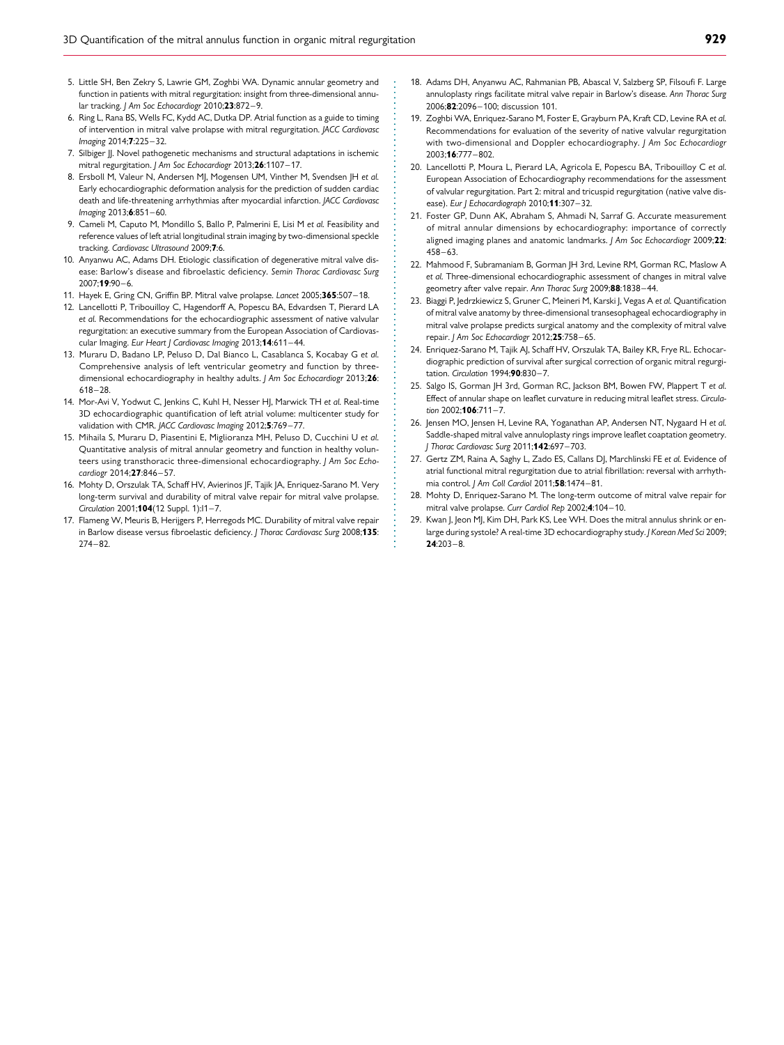5. Little SH, Ben Zekry S, Lawrie GM, Zoghbi WA. Dynamic annular geometry and function in patients with mitral regurgitation: insight from three-dimensional annular tracking. *J Am Soc Echocardiogr* 2010;**23**:872–9.
6. Ring L, Rana BS, Wells FC, Kydd AC, Dutka DP. Atrial function as a guide to timing of intervention in mitral valve prolapse with mitral regurgitation. *JACC Cardiovasc Imaging* 2014;**7**:225–32.
7. Silbiger JJ. Novel pathogenetic mechanisms and structural adaptations in ischemic mitral regurgitation. *J Am Soc Echocardiogr* 2013;**26**:1107–17.
8. Ersboll M, Valeur N, Andersen MJ, Mogensen UM, Vinther M, Svendsen JH *et al*. Early echocardiographic deformation analysis for the prediction of sudden cardiac death and life-threatening arrhythmias after myocardial infarction. *JACC Cardiovasc Imaging* 2013;**6**:851–60.
9. Cameli M, Caputo M, Mondillo S, Ballo P, Palmerini E, Lisi M *et al*. Feasibility and reference values of left atrial longitudinal strain imaging by two-dimensional speckle tracking. *Cardiovasc Ultrasound* 2009;**7**:6.
10. Anyanwu AC, Adams DH. Etiologic classification of degenerative mitral valve disease: Barlow's disease and fibroelastic deficiency. *Semin Thorac Cardiovasc Surg* 2007;**19**:90–6.
11. Hayek E, Gring CN, Griffin BP. Mitral valve prolapse. *Lancet* 2005;**365**:507–18.
12. Lancellotti P, Tribouilloy C, Hagendorff A, Popescu BA, Edvardsen T, Pierard LA *et al*. Recommendations for the echocardiographic assessment of native valvular regurgitation: an executive summary from the European Association of Cardiovascular Imaging. *Eur Heart J Cardiovasc Imaging* 2013;**14**:611–44.
13. Muraru D, Badano LP, Peluso D, Dal Bianco L, Casablanca S, Kocabay G *et al*. Comprehensive analysis of left ventricular geometry and function by three-dimensional echocardiography in healthy adults. *J Am Soc Echocardiogr* 2013;**26**:618–28.
14. Mor-Avi V, Yodwut C, Jenkins C, Kuhl H, Nesser HJ, Marwick TH *et al*. Real-time 3D echocardiographic quantification of left atrial volume: multicenter study for validation with CMR. *JACC Cardiovasc Imaging* 2012;**5**:769–77.
15. Mihaila S, Muraru D, Piasentini E, Miglioranza MH, Peluso D, Cucchini U *et al*. Quantitative analysis of mitral annular geometry and function in healthy volunteers using transthoracic three-dimensional echocardiography. *J Am Soc Echocardiogr* 2014;**27**:846–57.
16. Mohty D, Orszulak TA, Schaff HV, Avierinos JF, Tajik JA, Enriquez-Sarano M. Very long-term survival and durability of mitral valve repair for mitral valve prolapse. *Circulation* 2001;**104**(12 Suppl. 1):I1–7.
17. Flameng W, Meuris B, Herijgers P, Herregods MC. Durability of mitral valve repair in Barlow disease versus fibroelastic deficiency. *J Thorac Cardiovasc Surg* 2008;**135**:274–82.
18. Adams DH, Anyanwu AC, Rahmanian PB, Abascal V, Salzberg SP, Filsoufi F. Large annuloplasty rings facilitate mitral valve repair in Barlow's disease. *Ann Thorac Surg* 2006;**82**:2096–100; discussion 101.
19. Zoghbi WA, Enriquez-Sarano M, Foster E, Grayburn PA, Kraft CD, Levine RA *et al*. Recommendations for evaluation of the severity of native valvular regurgitation with two-dimensional and Doppler echocardiography. *J Am Soc Echocardiogr* 2003;**16**:777–802.
20. Lancellotti P, Moura L, Pierard LA, Agricola E, Popescu BA, Tribouilloy C *et al*. European Association of Echocardiography recommendations for the assessment of valvular regurgitation. Part 2: mitral and tricuspid regurgitation (native valve disease). *Eur J Echocardiograph* 2010;**11**:307–32.
21. Foster GP, Dunn AK, Abraham S, Ahmadi N, Sarraf G. Accurate measurement of mitral annular dimensions by echocardiography: importance of correctly aligned imaging planes and anatomic landmarks. *J Am Soc Echocardiogr* 2009;**22**:458–63.
22. Mahmood F, Subramaniam B, Gorman JH 3rd, Levine RM, Gorman RC, Maslow A *et al*. Three-dimensional echocardiographic assessment of changes in mitral valve geometry after valve repair. *Ann Thorac Surg* 2009;**88**:1838–44.
23. Biaggi P, Jedrzkiewicz S, Gruner C, Meineri M, Karski J, Vegas A *et al*. Quantification of mitral valve anatomy by three-dimensional transesophageal echocardiography in mitral valve prolapse predicts surgical anatomy and the complexity of mitral valve repair. *J Am Soc Echocardiogr* 2012;**25**:758–65.
24. Enriquez-Sarano M, Tajik AJ, Schaff HV, Orszulak TA, Bailey KR, Frye RL. Echocardiographic prediction of survival after surgical correction of organic mitral regurgitation. *Circulation* 1994;**90**:830–7.
25. Salgo IS, Gorman JH 3rd, Gorman RC, Jackson BM, Bowen FW, Plappert T *et al*. Effect of annular shape on leaflet curvature in reducing mitral leaflet stress. *Circulation* 2002;**106**:711–7.
26. Jensen MO, Jensen H, Levine RA, Yoganathan AP, Andersen NT, Nygaard H *et al*. Saddle-shaped mitral valve annuloplasty rings improve leaflet coaptation geometry. *J Thorac Cardiovasc Surg* 2011;**142**:697–703.
27. Gertz ZM, Raina A, Saghy L, Zado ES, Callans DJ, Marchlinski FE *et al*. Evidence of atrial functional mitral regurgitation due to atrial fibrillation: reversal with arrhythmia control. *J Am Coll Cardiol* 2011;**58**:1474–81.
28. Mohty D, Enriquez-Sarano M. The long-term outcome of mitral valve repair for mitral valve prolapse. *Curr Cardiol Rep* 2002;**4**:104–10.
29. Kwan J, Jeon MJ, Kim DH, Park KS, Lee WH. Does the mitral annulus shrink or enlarge during systole? A real-time 3D echocardiography study. *J Korean Med Sci* 2009;**24**:203–8.